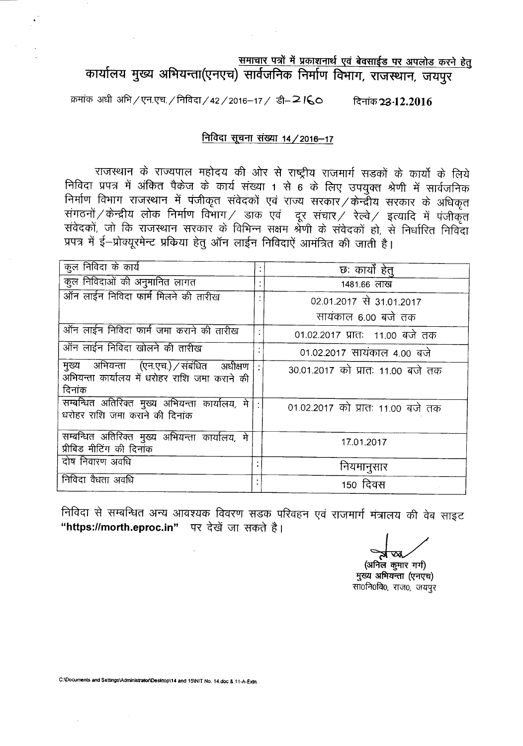<u>समाचार पत्रों में प्रकाशनार्थ एवं बेवसाईड पर अपलोड करने हेतु</u>

# कार्यालय मुख्य अभियन्ता(एनएच) सार्वजनिक निर्माण विभाग, राजस्थान, जयपुर

क्रमांक अधी अभि / एन.एच. / निविदा / 42 / 2016–17 / डी–2160 दिनांक 23.12.2016

## निविदा सूचना संख्या 14 / 2016–17

राजस्थान के राज्यपाल महोदय की ओर से राष्ट्रीय राजमार्ग सडकों के कार्यो के लिये निविदा प्रपत्र में अंकित पैकेज के कार्य संख्या 1 से 6 के लिए उपयुक्त श्रेणी में सार्वजनिक निर्माण विभाग राजस्थान में पंजीकृत संवेदकों एवं राज्य सरकार / केन्द्रीय सरकार के अधिकृत संगठनों / केन्द्रीय लोक निर्माण विभाग / डाक एवं दूर संचार / रेल्वे / इत्यादि में पंजीकृत संवेदकों, जो कि राजस्थान सरकार के विभिन्न सक्षम श्रेणी के संवेदकों हो, से निर्धारित निविदा प्रपत्र में ई–प्रोक्यूरमेन्ट प्रकिया हेतु ऑन लाईन निविदाऐं आमंत्रित की जाती है।

| | | |
|---|---|---|
| कुल निविदा के कार्य | : | छः कार्यों हेतु |
| कुल निविदाओं की अनुमानित लागत | : | 1481.66 लाख |
| ऑन लाईन निविदा फार्म मिलने की तारीख | : | 02.01.2017 से 31.01.2017 सायंकाल 6.00 बजे तक |
| ऑन लाईन निविदा फार्म जमा कराने की तारीख | : | 01.02.2017 प्रातः 11.00 बजे तक |
| ऑन लाईन निविदा खोलने की तारीख | : | 01.02.2017 सायंकाल 4.00 बजे |
| मुख्य अभियन्ता (एन.एच.) / संबंधित अधीक्षण अभियन्ता कार्यालय में धरोहर राशि जमा कराने की दिनांक | : | 30.01.2017 को प्रातः 11.00 बजे तक |
| सम्बन्धित अतिरिक्त मुख्य अभियन्ता कार्यालय, मे धरोहर राशि जमा कराने की दिनांक | : | 01.02.2017 को प्रातः 11.00 बजे तक |
| सम्बन्धित अतिरिक्त मुख्य अभियन्ता कार्यालय, मे प्रीबिड मीटिंग की दिनांक | | 17.01.2017 |
| दोष निवारण अवधि | : | नियमानुसार |
| निविदा वैधता अवधि | : | 150 दिवस |

निविदा से सम्बन्धित अन्य आवश्यक विवरण सडक परिवहन एवं राजमार्ग मंत्रालय की वेब साइट **"https://morth.eproc.in"** पर देखें जा सकते है।

(अनिल कुमार गर्ग)
मुख्य अभियन्ता (एनएच)
सा0नि0वि0, राज0, जयपुर

C:\Documents and Settings\Administrator\Desktop\14 and 15\NIT No. 14.doc & 11-A-Extn.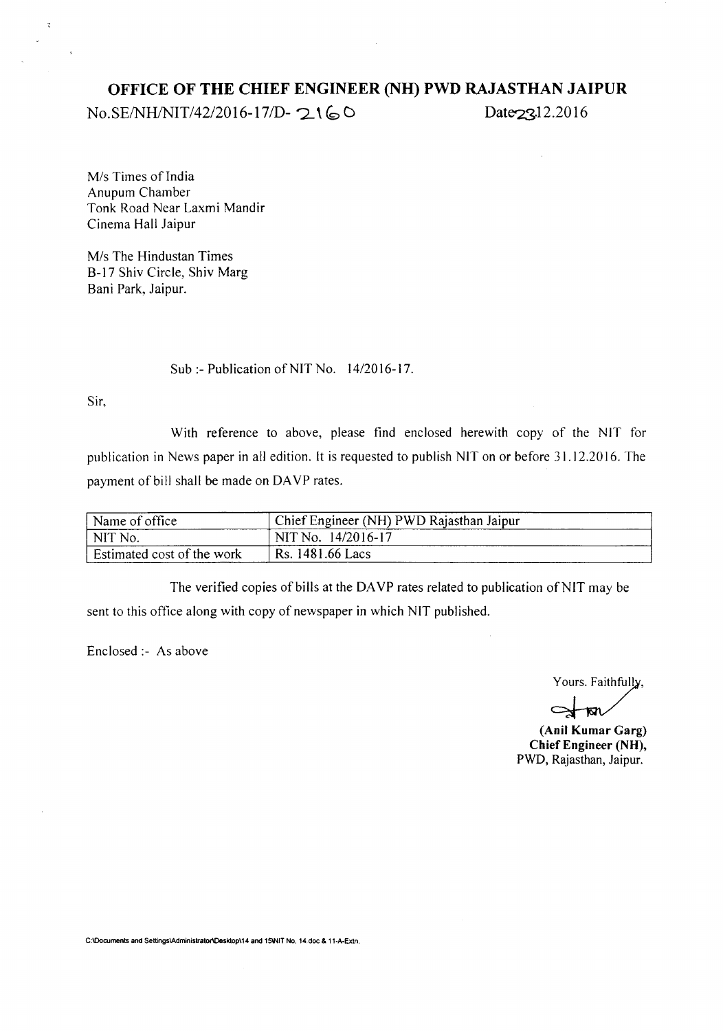# OFFICE OF THE CHIEF ENGINEER (NH) PWD RAJASTHAN JAIPUR

No.SE/NH/NIT/42/2016-17/D- 2160 Date 23.12.2016

M/s Times of India
Anupum Chamber
Tonk Road Near Laxmi Mandir
Cinema Hall Jaipur

M/s The Hindustan Times
B-17 Shiv Circle, Shiv Marg
Bani Park, Jaipur.

Sub :- Publication of NIT No. 14/2016-17.

Sir,

With reference to above, please find enclosed herewith copy of the NIT for publication in News paper in all edition. It is requested to publish NIT on or before 31.12.2016. The payment of bill shall be made on DAVP rates.

| Name of office | Chief Engineer (NH) PWD Rajasthan Jaipur |
|---|---|
| NIT No. | NIT No. 14/2016-17 |
| Estimated cost of the work | Rs. 1481.66 Lacs |

The verified copies of bills at the DAVP rates related to publication of NIT may be sent to this office along with copy of newspaper in which NIT published.

Enclosed :- As above

Yours. Faithfully,

**(Anil Kumar Garg)**
**Chief Engineer (NH),**
PWD, Rajasthan, Jaipur.

C:\Documents and Settings\Administrator\Desktop\14 and 15\NIT No. 14.doc & 11-A-Extn.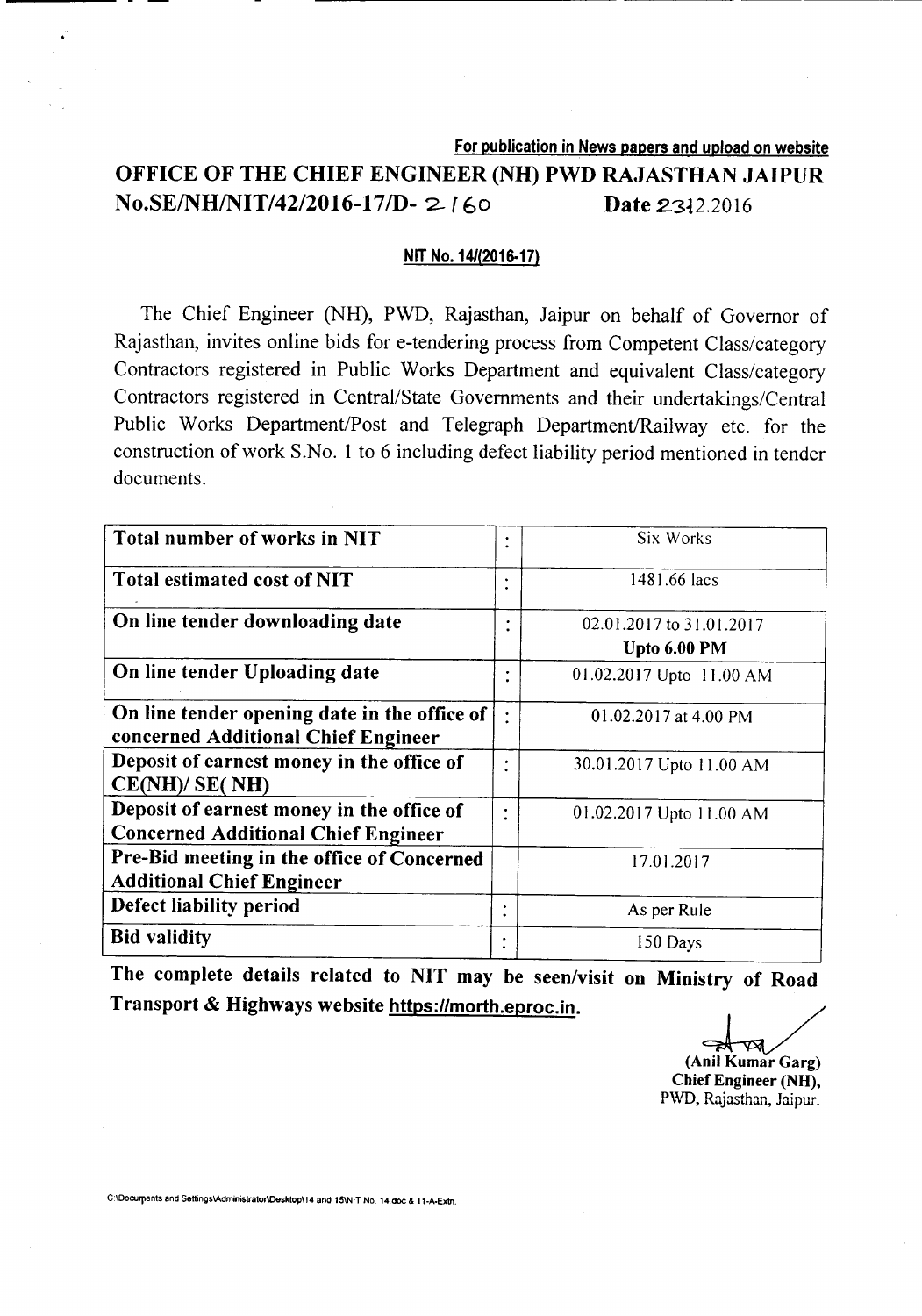For publication in News papers and upload on website

# OFFICE OF THE CHIEF ENGINEER (NH) PWD RAJASTHAN JAIPUR

**No.SE/NH/NIT/42/2016-17/D- 2160** **Date 23.12.2016**

**NIT No. 14/(2016-17)**

The Chief Engineer (NH), PWD, Rajasthan, Jaipur on behalf of Governor of Rajasthan, invites online bids for e-tendering process from Competent Class/category Contractors registered in Public Works Department and equivalent Class/category Contractors registered in Central/State Governments and their undertakings/Central Public Works Department/Post and Telegraph Department/Railway etc. for the construction of work S.No. 1 to 6 including defect liability period mentioned in tender documents.

| | | |
|---|---|---|
| **Total number of works in NIT** | : | Six Works |
| **Total estimated cost of NIT** | : | 1481.66 lacs |
| **On line tender downloading date** | : | 02.01.2017 to 31.01.2017 **Upto 6.00 PM** |
| **On line tender Uploading date** | : | 01.02.2017 Upto 11.00 AM |
| **On line tender opening date in the office of concerned Additional Chief Engineer** | : | 01.02.2017 at 4.00 PM |
| **Deposit of earnest money in the office of CE(NH)/ SE( NH)** | : | 30.01.2017 Upto 11.00 AM |
| **Deposit of earnest money in the office of Concerned Additional Chief Engineer** | : | 01.02.2017 Upto 11.00 AM |
| **Pre-Bid meeting in the office of Concerned Additional Chief Engineer** | | 17.01.2017 |
| **Defect liability period** | : | As per Rule |
| **Bid validity** | : | 150 Days |

**The complete details related to NIT may be seen/visit on Ministry of Road Transport & Highways website https://morth.eproc.in.**

**(Anil Kumar Garg)**
**Chief Engineer (NH),**
PWD, Rajasthan, Jaipur.

C:\Documents and Settings\Administrator\Desktop\14 and 15\NIT No. 14.doc & 11-A-Extn.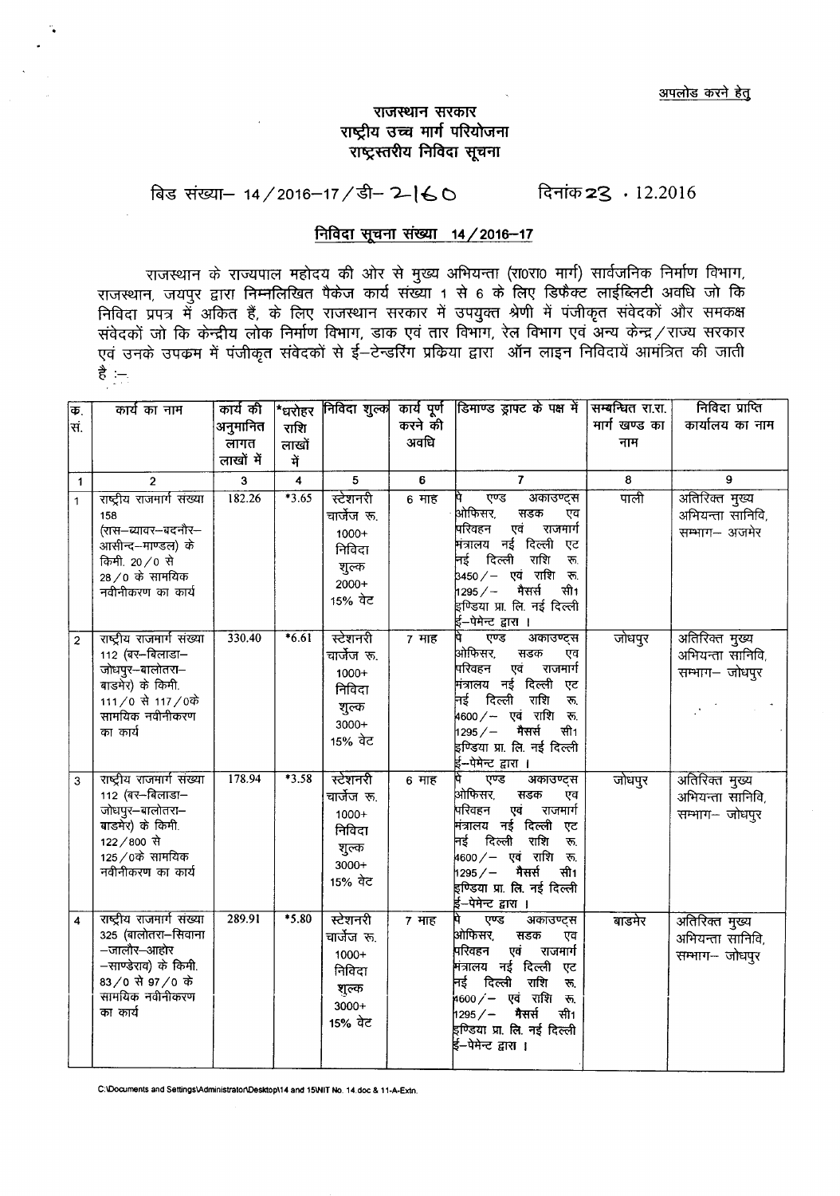अपलोड करने हेतु

# राजस्थान सरकार
## राष्ट्रीय उच्च मार्ग परियोजना
## राष्ट्रस्तरीय निविदा सूचना

बिड संख्या– 14/2016–17/डी– 2160 दिनांक 23 . 12.2016

### निविदा सूचना संख्या 14/2016–17

राजस्थान के राज्यपाल महोदय की ओर से मुख्य अभियन्ता (रा0रा0 मार्ग) सार्वजनिक निर्माण विभाग, राजस्थान, जयपुर द्वारा निम्नलिखित पैकेज कार्य संख्या 1 से 6 के लिए डिफैक्ट लाईब्लिटी अवधि जो कि निविदा प्रपत्र में अंकित हैं, के लिए राजस्थान सरकार में उपयुक्त श्रेणी में पंजीकृत संवेदकों और समकक्ष संवेदकों जो कि केन्द्रीय लोक निर्माण विभाग, डाक एवं तार विभाग, रेल विभाग एवं अन्य केन्द्र/राज्य सरकार एवं उनके उपक्रम में पंजीकृत संवेदकों से ई–टेन्डरिंग प्रकिया द्वारा ऑन लाइन निविदायें आमंत्रित की जाती है :–

| क्र. सं. | कार्य का नाम | कार्य की अनुमानित लागत लाखों में | *धरोहर राशि लाखों में | निविदा शुल्क | कार्य पूर्ण करने की अवधि | डिमाण्ड ड्राफ्ट के पक्ष में | सम्बन्धित रा.रा. मार्ग खण्ड का नाम | निविदा प्राप्ति कार्यालय का नाम |
|---|---|---|---|---|---|---|---|---|
| 1 | 2 | 3 | 4 | 5 | 6 | 7 | 8 | 9 |
| 1 | राष्ट्रीय राजमार्ग संख्या 158 (रास–ब्यावर–बदनौर–आसीन्द–माण्डल) के किमी. 20/0 से 28/0 के सामयिक नवीनीकरण का कार्य | 182.26 | *3.65 | स्टेशनरी चार्जेज रू. 1000+ निविदा शुल्क 2000+ 15% वेट | 6 माह | पे एण्ड अकाउण्ट्स ओफिसर, सडक एव परिवहन एवं राजमार्ग मंत्रालय नई दिल्ली एट नई दिल्ली राशि रू. 3450/– एवं राशि रू. 1295/– मैसर्स सी1 इण्डिया प्रा. लि. नई दिल्ली ई–पेमेन्ट द्वारा । | पाली | अतिरिक्त मुख्य अभियन्ता सानिवि, सम्भाग– अजमेर |
| 2 | राष्ट्रीय राजमार्ग संख्या 112 (बर–बिलाडा–जोधपुर–बालोतरा–बाडमेर) के किमी. 111/0 से 117/0के सामयिक नवीनीकरण का कार्य | 330.40 | *6.61 | स्टेशनरी चार्जेज रू. 1000+ निविदा शुल्क 3000+ 15% वेट | 7 माह | पे एण्ड अकाउण्ट्स ओफिसर, सडक एव परिवहन एवं राजमार्ग मंत्रालय नई दिल्ली एट नई दिल्ली राशि रू. 4600/– एवं राशि रू. 1295/– मैसर्स सी1 इण्डिया प्रा. लि. नई दिल्ली ई–पेमेन्ट द्वारा । | जोधपुर | अतिरिक्त मुख्य अभियन्ता सानिवि, सम्भाग– जोधपुर |
| 3 | राष्ट्रीय राजमार्ग संख्या 112 (बर–बिलाडा–जोधपुर–बालोतरा–बाडमेर) के किमी. 122/800 से 125/0के सामयिक नवीनीकरण का कार्य | 178.94 | *3.58 | स्टेशनरी चार्जेज रू. 1000+ निविदा शुल्क 3000+ 15% वेट | 6 माह | पे एण्ड अकाउण्ट्स ओफिसर, सडक एव परिवहन एवं राजमार्ग मंत्रालय नई दिल्ली एट नई दिल्ली राशि रू. 4600/– एवं राशि रू. 1295/– मैसर्स सी1 इण्डिया प्रा. लि. नई दिल्ली ई–पेमेन्ट द्वारा । | जोधपुर | अतिरिक्त मुख्य अभियन्ता सानिवि, सम्भाग– जोधपुर |
| 4 | राष्ट्रीय राजमार्ग संख्या 325 (बालोतरा–सिवाना–जालोर–आहोर–साण्डेराव) के किमी. 83/0 से 97/0 के सामयिक नवीनीकरण का कार्य | 289.91 | *5.80 | स्टेशनरी चार्जेज रू. 1000+ निविदा शुल्क 3000+ 15% वेट | 7 माह | पे एण्ड अकाउण्ट्स ओफिसर, सडक एव परिवहन एवं राजमार्ग मंत्रालय नई दिल्ली एट नई दिल्ली राशि रू. 4600/– एवं राशि रू. 1295/– मैसर्स सी1 इण्डिया प्रा. लि. नई दिल्ली ई–पेमेन्ट द्वारा । | बाडमेर | अतिरिक्त मुख्य अभियन्ता सानिवि, सम्भाग– जोधपुर |

C:\Documents and Settings\Administrator\Desktop\14 and 15\NIT No. 14.doc & 11-A-Extn.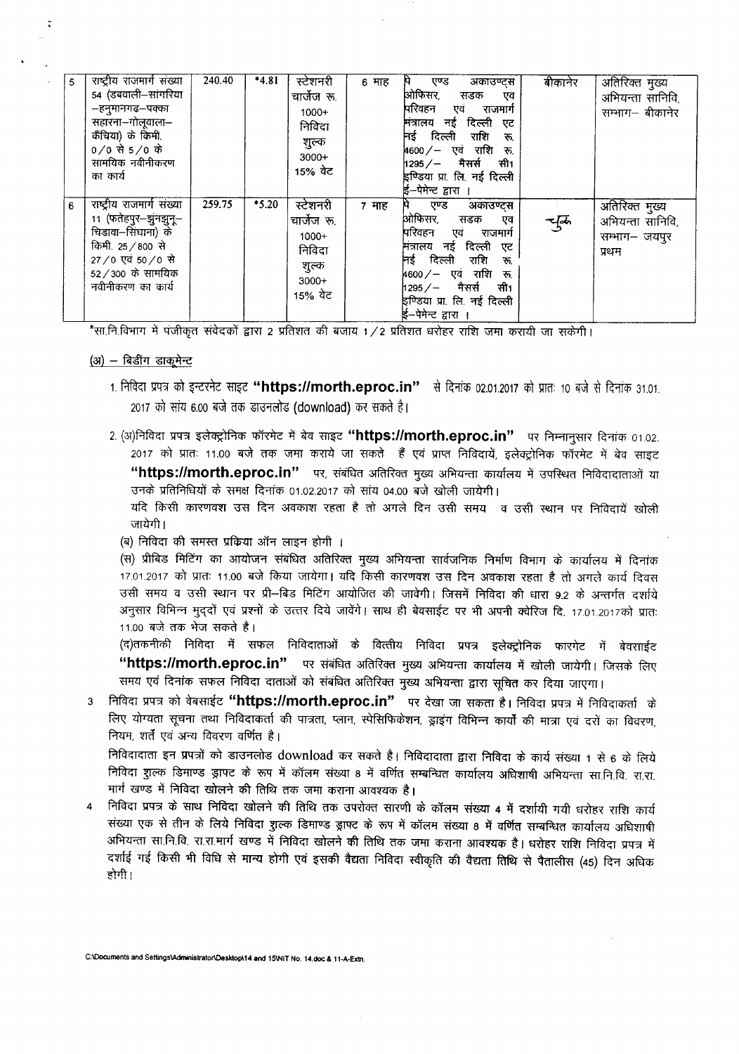| 5 | राष्ट्रीय राजमार्ग संख्या 54 (डबवाली–सांगरिया –हनुमानगढ–पक्का सहारना–गोलूवाला–कैंचिया) के किमी. 0/0 से 5/0 के सामयिक नवीनीकरण का कार्य | 240.40 | *4.81 | स्टेशनरी चार्जेज रू. 1000+ निविदा शुल्क 3000+ 15% वेट | 6 माह | पे एण्ड अकाउण्ट्स ओफिसर, सडक एव परिवहन एवं राजमार्ग मंत्रालय नई दिल्ली एट नई दिल्ली राशि रू. 4600/– एवं राशि रू. 1295/– मैसर्स सी1 इण्डिया प्रा. लि. नई दिल्ली ई–पेमेन्ट द्वारा । | बीकानेर | अतिरिक्त मुख्य अभियन्ता सानिवि, सम्भाग– बीकानेर |
|---|---|---|---|---|---|---|---|---|
| 6 | राष्ट्रीय राजमार्ग संख्या 11 (फतेहपुर–झुंनझुनू–चिडावा–सिंघाना) के किमी. 25/800 से 27/0 एवं 50/0 से 52/300 के सामयिक नवीनीकरण का कार्य | 259.75 | *5.20 | स्टेशनरी चार्जेज रू. 1000+ निविदा शुल्क 3000+ 15% वेट | 7 माह | पे एण्ड अकाउण्ट्स ओफिसर, सडक एव परिवहन एवं राजमार्ग मंत्रालय नई दिल्ली एट नई दिल्ली राशि रू. 4600/– एवं राशि रू. 1295/– मैसर्स सी1 इण्डिया प्रा. लि. नई दिल्ली ई–पेमेन्ट द्वारा । | चूरू | अतिरिक्त मुख्य अभियन्ता सानिवि, सम्भाग– जयपुर प्रथम |

*सा.नि.विभाग में पंजीकृत संवेदकों द्वारा 2 प्रतिशत की बजाय 1/2 प्रतिशत धरोहर राशि जमा करायी जा सकेगी।

(अ) – बिडींग डाकूमेन्ट

1. निविदा प्रपत्र को इन्टरनेट साइट **"https://morth.eproc.in"** से दिनांक 02.01.2017 को प्रातः 10 बजे से दिनांक 31.01.2017 को सांय 6.00 बजे तक डाउनलोड (download) कर सकते है।

2. (अ)निविदा प्रपत्र इलेक्ट्रोनिक फॉरमेट में बेव साइट **"https://morth.eproc.in"** पर निम्नानुसार दिनांक 01.02.2017 को प्रातः 11.00 बजे तक जमा कराये जा सकते हैं एवं प्राप्त निविदायें, इलेक्ट्रोनिक फॉरमेट में बेव साइट **"https://morth.eproc.in"** पर, संबंधित अतिरिक्त मुख्य अभियन्ता कार्यालय में उपस्थित निविदादाताओं या उनके प्रतिनिधियों के समक्ष दिनांक 01.02.2017 को सांय 04.00 बजे खोली जायेगी।
   यदि किसी कारणवश उस दिन अवकाश रहता है तो अगले दिन उसी समय व उसी स्थान पर निविदायें खोली जायेगी।

   (ब) निविदा की समस्त प्रकिया ऑन लाइन होगी ।

   (स) प्रीबिड मिटिंग का आयोजन संबंधित अतिरिक्त मुख्य अभियन्ता सार्वजनिक निर्माण विभाग के कार्यालय में दिनांक 17.01.2017 को प्रातः 11.00 बजे किया जायेगा। यदि किसी कारणवश उस दिन अवकाश रहता है तो अगले कार्य दिवस उसी समय व उसी स्थान पर प्री–बिड मिटिंग आयोजित की जावेगी। जिसमें निविदा की धारा 9.2 के अन्तर्गत दर्शाये अनुसार विभिन्न मुद्दों एवं प्रश्नों के उत्तर दिये जावेंगे। साथ ही बेवसाईट पर भी अपनी क्वेरिज दि. 17.01.2017को प्रातः 11.00 बजे तक भेज सकते है।

   (द)तकनीकी निविदा में सफल निविदाताओं के वित्तीय निविदा प्रपत्र इलेक्ट्रोनिक फारमेट में बेवसाईट **"https://morth.eproc.in"** पर संबंधित अतिरिक्त मुख्य अभियन्ता कार्यालय में खोली जायेगी। जिसके लिए समय एवं दिनांक सफल निविदा दाताओं को संबंधित अतिरिक्त मुख्य अभियन्ता द्वारा सूचित कर दिया जाएगा।

3. निविदा प्रपत्र को वेबसाईट **"https://morth.eproc.in"** पर देखा जा सकता है। निविदा प्रपत्र में निविदाकर्ता के लिए योग्यता सूचना तथा निविदाकर्ता की पात्रता, प्लान, स्पेसिफिकेशन, ड्राइंग विभिन्न कार्यों की मात्रा एवं दरों का विवरण, नियम, शर्तें एवं अन्य विवरण वर्णित है।
   निविदादाता इन प्रपत्रों को डाउनलोड download कर सकते है। निविदादाता द्वारा निविदा के कार्य संख्या 1 से 6 के लिये निविदा शुल्क डिमाण्ड ड्राफ्ट के रूप में कॉलम संख्या 8 में वर्णित सम्बन्धित कार्यालय अधिशाषी अभियन्ता सा.नि.वि. रा.रा. मार्ग खण्ड में निविदा खोलने की तिथि तक जमा कराना आवश्यक है।

4. निविदा प्रपत्र के साथ निविदा खोलने की तिथि तक उपरोक्त सारणी के कॉलम संख्या 4 में दर्शायी गयी धरोहर राशि कार्य संख्या एक से तीन के लिये निविदा शुल्क डिमाण्ड ड्राफ्ट के रूप में कॉलम संख्या 8 में वर्णित सम्बन्धित कार्यालय अधिशाषी अभियन्ता सा.नि.वि. रा.रा.मार्ग खण्ड में निविदा खोलने की तिथि तक जमा कराना आवश्यक है। धरोहर राशि निविदा प्रपत्र में दर्शाई गई किसी भी विधि से मान्य होगी एवं इसकी वैद्यता निविदा स्वीकृति की वैद्यता तिथि से पैतालीस (45) दिन अधिक होगी।

C:\Documents and Settings\Administrator\Desktop\14 and 15\NIT No. 14.doc & 11-A-Extn.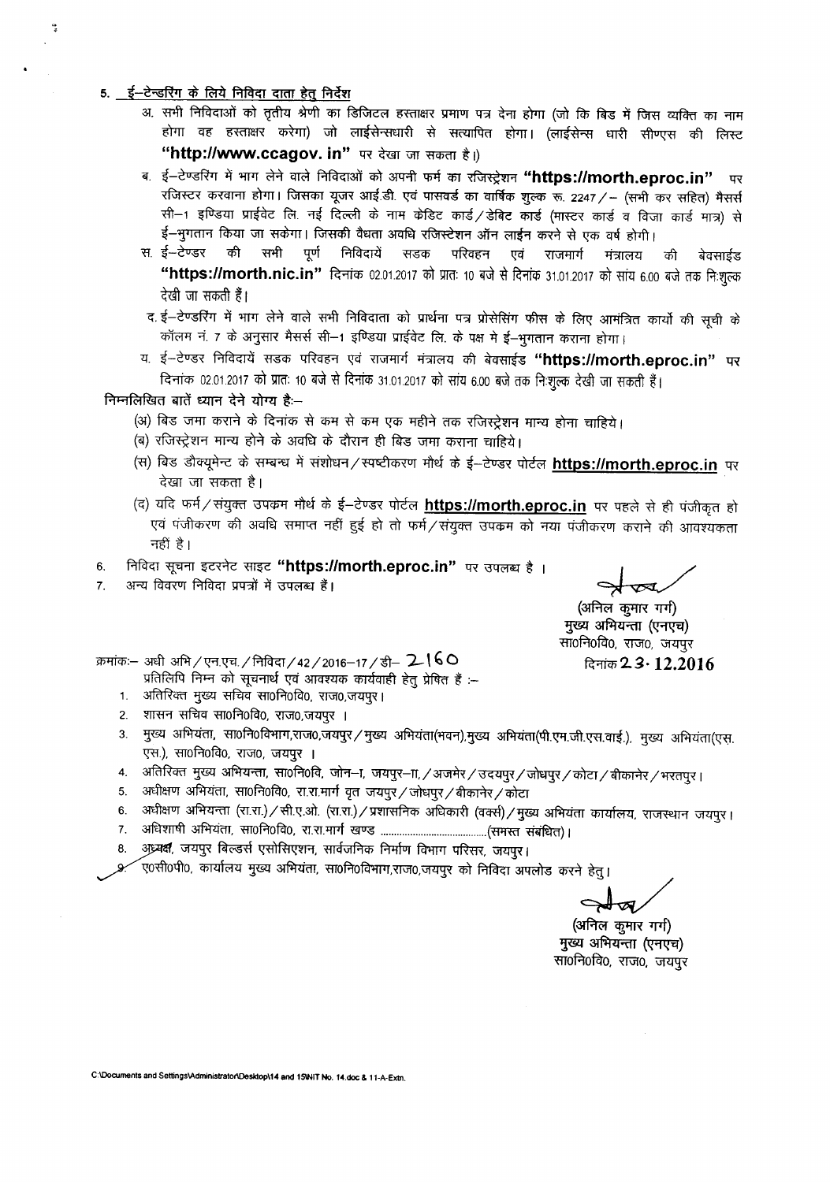5. **ई–टेन्डरिंग के लिये निविदा दाता हेतु निर्देश**

अ. सभी निविदाओं को तृतीय श्रेणी का डिजिटल हस्ताक्षर प्रमाण पत्र देना होगा (जो कि बिड में जिस व्यक्ति का नाम होगा वह हस्ताक्षर करेगा) जो लाईसेन्सधारी से सत्यापित होगा। (लाईसेन्स धारी सीएएस की लिस्ट **"http://www.ccagov. in"** पर देखा जा सकता है।)

ब. ई–टेण्डरिंग में भाग लेने वाले निविदाओं को अपनी फर्म का रजिस्ट्रेशन **"https://morth.eproc.in"** पर रजिस्टर करवाना होगा। जिसका यूजर आई.डी. एवं पासवर्ड का वार्षिक शुल्क रू. 2247/– (सभी कर सहित) मैसर्स सी–1 इण्डिया प्राईवेट लि. नई दिल्ली के नाम क्रेडिट कार्ड/डेबिट कार्ड (मास्टर कार्ड व विजा कार्ड मात्र) से ई–भुगतान किया जा सकेगा। जिसकी वैधता अवधि रजिस्टेशन ऑन लाईन करने से एक वर्ष होगी।

स. ई–टेण्डर की सभी पूर्ण निविदायें सडक परिवहन एवं राजमार्ग मंत्रालय की बेवसाईड **"https://morth.nic.in"** दिनांक 02.01.2017 को प्रातः 10 बजे से दिनांक 31.01.2017 को सांय 6.00 बजे तक निःशुल्क देखी जा सकती हैं।

द. ई–टेण्डरिंग में भाग लेने वाले सभी निविदाता को प्रार्थना पत्र प्रोसेसिंग फीस के लिए आमंत्रित कार्यो की सूची के कॉलम नं. 7 के अनुसार मैसर्स सी–1 इण्डिया प्राईवेट लि. के पक्ष मे ई–भुगतान कराना होगा।

य. ई–टेण्डर निविदायें सडक परिवहन एवं राजमार्ग मंत्रालय की बेवसाईड **"https://morth.eproc.in"** पर दिनांक 02.01.2017 को प्रातः 10 बजे से दिनांक 31.01.2017 को सांय 6.00 बजे तक निःशुल्क देखी जा सकती हैं।

निम्नलिखित बातें ध्यान देने योग्य है:–

(अ) बिड जमा कराने के दिनांक से कम से कम एक महीने तक रजिस्ट्रेशन मान्य होना चाहिये।

(ब) रजिस्ट्रेशन मान्य होने के अवधि के दौरान ही बिड जमा कराना चाहिये।

(स) बिड डौक्यूमेन्ट के सम्बन्ध में संशोधन/स्पष्टीकरण मौर्थ के ई–टेण्डर पोर्टल **https://morth.eproc.in** पर देखा जा सकता है।

(द) यदि फर्म/संयुक्त उपक्रम मौर्थ के ई–टेण्डर पोर्टल **https://morth.eproc.in** पर पहले से ही पंजीकृत हो एवं पंजीकरण की अवधि समाप्त नहीं हुई हो तो फर्म/संयुक्त उपक्रम को नया पंजीकरण कराने की आवश्यकता नहीं है।

6. निविदा सूचना इटरनेट साइट **"https://morth.eproc.in"** पर उपलब्ध है ।
7. अन्य विवरण निविदा प्रपत्रों में उपलब्ध हैं।

(अनिल कुमार गर्ग)
मुख्य अभियन्ता (एनएच)
सा0नि0वि0, राज0, जयपुर

क्रमांकः– अधी अभि/एन.एच./निविदा/42/2016–17/डी– 2160 दिनांक 23.12.2016

प्रतिलिपि निम्न को सूचनार्थ एवं आवश्यक कार्यवाही हेतु प्रेषित हैं :–

1. अतिरिक्त मुख्य सचिव सा0नि0वि0, राज0,जयपुर।
2. शासन सचिव सा0नि0वि0, राज0,जयपुर ।
3. मुख्य अभियंता, सा0नि0विभाग,राज0,जयपुर/मुख्य अभियंता(भवन),मुख्य अभियंता(पी.एम.जी.एस.वाई.), मुख्य अभियंता(एस.एस.), सा0नि0वि0, राज0, जयपुर ।
4. अतिरिक्त मुख्य अभियन्ता, सा0नि0वि, जोन–I, जयपुर–II,/अजमेर/उदयपुर/जोधपुर/कोटा/बीकानेर/भरतपुर।
5. अधीक्षण अभियंता, सा0नि0वि0, रा.रा.मार्ग वृत जयपुर/जोधपुर/बीकानेर/कोटा
6. अधीक्षण अभियन्ता (रा.रा.)/सी.ए.ओ. (रा.रा.)/प्रशासनिक अधिकारी (वर्क्स)/मुख्य अभियंता कार्यालय, राजस्थान जयपुर।
7. अधिशाषी अभियंता, सा0नि0वि0, रा.रा.मार्ग खण्ड ....................................(समस्त संबंधित)।
8. अध्यक्ष, जयपुर बिल्डर्स एसोसिएशन, सार्वजनिक निर्माण विभाग परिसर, जयपुर।
9. ए0सी0पी0, कार्यालय मुख्य अभियंता, सा0नि0विभाग,राज0,जयपुर को निविदा अपलोड करने हेतु।

(अनिल कुमार गर्ग)
मुख्य अभियन्ता (एनएच)
सा0नि0वि0, राज0, जयपुर

C:\Documents and Settings\Administrator\Desktop\14 and 15\NIT No. 14.doc & 11-A-Extn.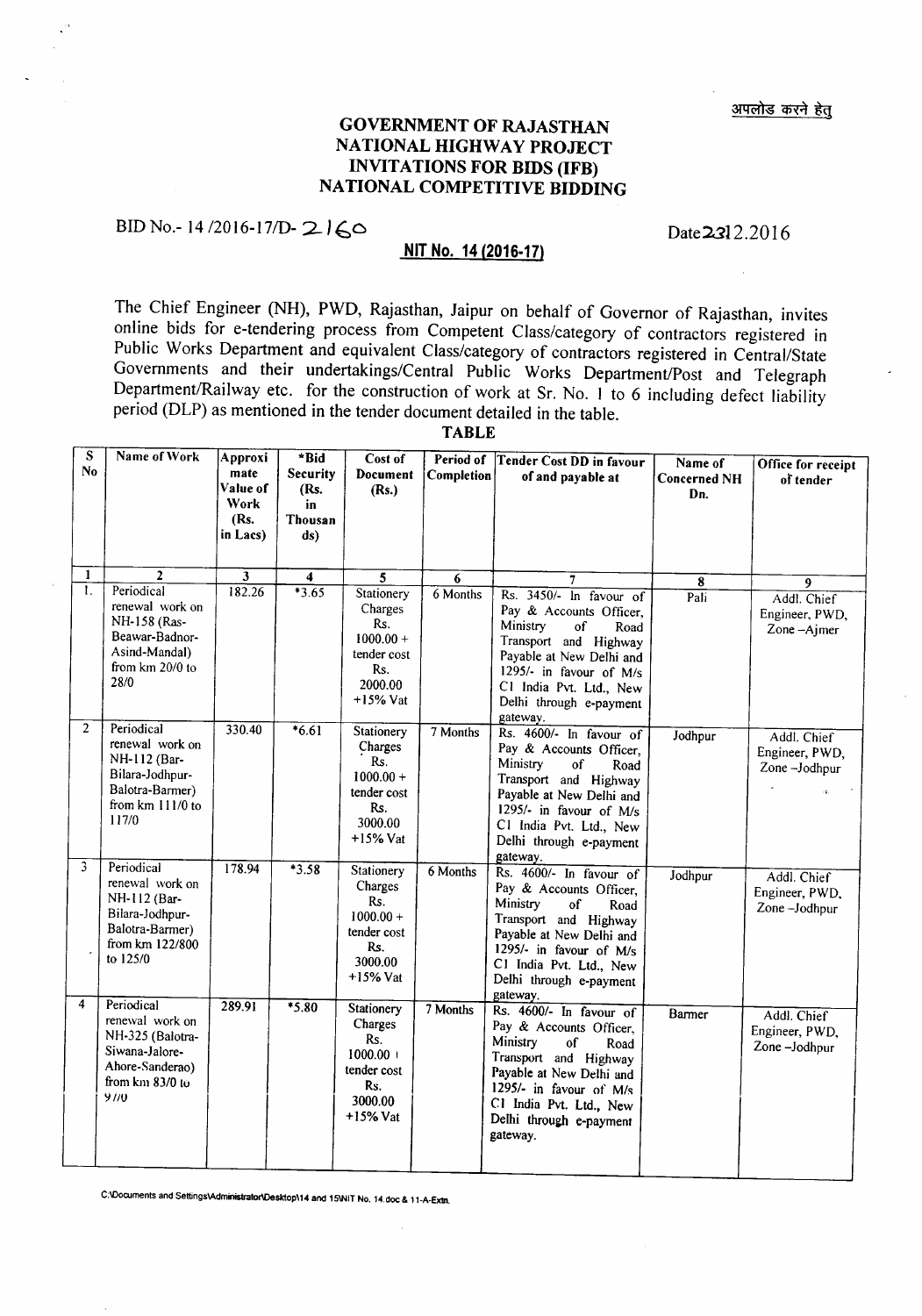अपलोड करने हेतु

# GOVERNMENT OF RAJASTHAN
# NATIONAL HIGHWAY PROJECT
# INVITATIONS FOR BIDS (IFB)
# NATIONAL COMPETITIVE BIDDING

BID No.- 14 /2016-17/D- 2160 Date 23.12.2016

**NIT No. 14 (2016-17)**

The Chief Engineer (NH), PWD, Rajasthan, Jaipur on behalf of Governor of Rajasthan, invites online bids for e-tendering process from Competent Class/category of contractors registered in Public Works Department and equivalent Class/category of contractors registered in Central/State Governments and their undertakings/Central Public Works Department/Post and Telegraph Department/Railway etc. for the construction of work at Sr. No. 1 to 6 including defect liability period (DLP) as mentioned in the tender document detailed in the table.

**TABLE**

| S No | Name of Work | Approximate Value of Work (Rs. in Lacs) | *Bid Security (Rs. in Thousands) | Cost of Document (Rs.) | Period of Completion | Tender Cost DD in favour of and payable at | Name of Concerned NH Dn. | Office for receipt of tender |
|---|---|---|---|---|---|---|---|---|
| 1 | 2 | 3 | 4 | 5 | 6 | 7 | 8 | 9 |
| 1. | Periodical renewal work on NH-158 (Ras-Beawar-Badnor-Asind-Mandal) from km 20/0 to 28/0 | 182.26 | *3.65 | Stationery Charges Rs. 1000.00 + tender cost Rs. 2000.00 +15% Vat | 6 Months | Rs. 3450/- In favour of Pay & Accounts Officer, Ministry of Road Transport and Highway Payable at New Delhi and 1295/- in favour of M/s C1 India Pvt. Ltd., New Delhi through e-payment gateway. | Pali | Addl. Chief Engineer, PWD, Zone –Ajmer |
| 2 | Periodical renewal work on NH-112 (Bar-Bilara-Jodhpur-Balotra-Barmer) from km 111/0 to 117/0 | 330.40 | *6.61 | Stationery Charges Rs. 1000.00 + tender cost Rs. 3000.00 +15% Vat | 7 Months | Rs. 4600/- In favour of Pay & Accounts Officer, Ministry of Road Transport and Highway Payable at New Delhi and 1295/- in favour of M/s C1 India Pvt. Ltd., New Delhi through e-payment gateway. | Jodhpur | Addl. Chief Engineer, PWD, Zone –Jodhpur |
| 3 | Periodical renewal work on NH-112 (Bar-Bilara-Jodhpur-Balotra-Barmer) from km 122/800 to 125/0 | 178.94 | *3.58 | Stationery Charges Rs. 1000.00 + tender cost Rs. 3000.00 +15% Vat | 6 Months | Rs. 4600/- In favour of Pay & Accounts Officer, Ministry of Road Transport and Highway Payable at New Delhi and 1295/- in favour of M/s C1 India Pvt. Ltd., New Delhi through e-payment gateway. | Jodhpur | Addl. Chief Engineer, PWD, Zone –Jodhpur |
| 4 | Periodical renewal work on NH-325 (Balotra-Siwana-Jalore-Ahore-Sanderao) from km 83/0 to 97/0 | 289.91 | *5.80 | Stationery Charges Rs. 1000.00 + tender cost Rs. 3000.00 +15% Vat | 7 Months | Rs. 4600/- In favour of Pay & Accounts Officer, Ministry of Road Transport and Highway Payable at New Delhi and 1295/- in favour of M/s C1 India Pvt. Ltd., New Delhi through e-payment gateway. | Barmer | Addl. Chief Engineer, PWD, Zone –Jodhpur |

C:\Documents and Settings\Administrator\Desktop\14 and 15\NIT No. 14.doc & 11-A-Extn.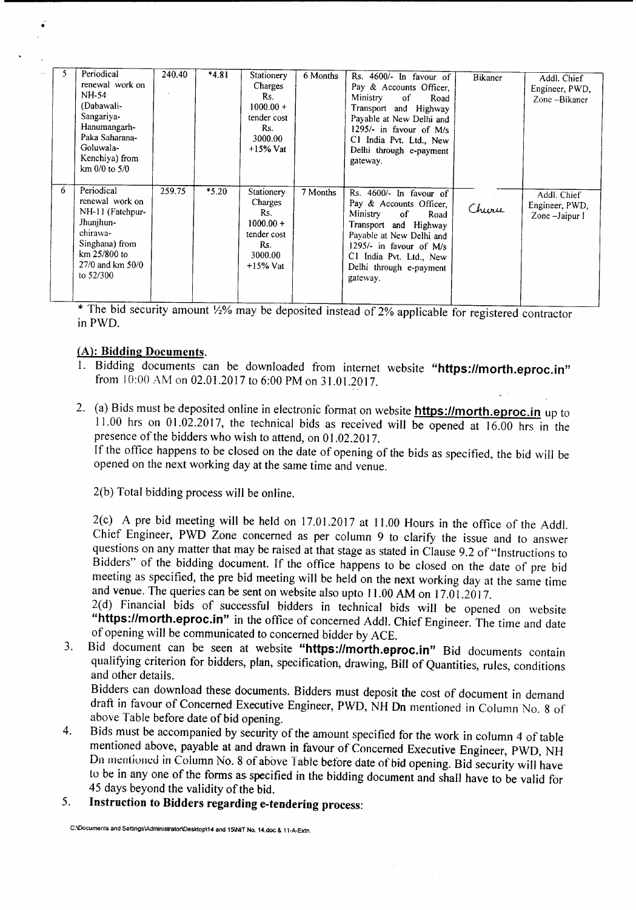| 5 | Periodical renewal work on NH-54 (Dabawali-Sangariya-Hanumangarh-Paka Saharana-Goluwala-Kenchiya) from km 0/0 to 5/0 | 240.40 | *4.81 | Stationery Charges Rs. 1000.00 + tender cost Rs. 3000.00 +15% Vat | 6 Months | Rs. 4600/- In favour of Pay & Accounts Officer, Ministry of Road Transport and Highway Payable at New Delhi and 1295/- in favour of M/s C1 India Pvt. Ltd., New Delhi through e-payment gateway. | Bikaner | Addl. Chief Engineer, PWD, Zone –Bikaner |
|---|---|---|---|---|---|---|---|---|
| 6 | Periodical renewal work on NH-11 (Fatehpur-Jhunjhun-chirawa-Singhana) from km 25/800 to 27/0 and km 50/0 to 52/300 | 259.75 | *5.20 | Stationery Charges Rs. 1000.00 + tender cost Rs. 3000.00 +15% Vat | 7 Months | Rs. 4600/- In favour of Pay & Accounts Officer, Ministry of Road Transport and Highway Payable at New Delhi and 1295/- in favour of M/s C1 India Pvt. Ltd., New Delhi through e-payment gateway. | Churu | Addl. Chief Engineer, PWD, Zone –Jaipur I |

* The bid security amount ½% may be deposited instead of 2% applicable for registered contractor in PWD.

## (A): Bidding Documents.

1. Bidding documents can be downloaded from internet website **"https://morth.eproc.in"** from 10:00 AM on 02.01.2017 to 6:00 PM on 31.01.2017.

2. (a) Bids must be deposited online in electronic format on website **https://morth.eproc.in** up to 11.00 hrs on 01.02.2017, the technical bids as received will be opened at 16.00 hrs in the presence of the bidders who wish to attend, on 01.02.2017.
   If the office happens to be closed on the date of opening of the bids as specified, the bid will be opened on the next working day at the same time and venue.

   2(b) Total bidding process will be online.

   2(c) A pre bid meeting will be held on 17.01.2017 at 11.00 Hours in the office of the Addl. Chief Engineer, PWD Zone concerned as per column 9 to clarify the issue and to answer questions on any matter that may be raised at that stage as stated in Clause 9.2 of "Instructions to Bidders" of the bidding document. If the office happens to be closed on the date of pre bid meeting as specified, the pre bid meeting will be held on the next working day at the same time and venue. The queries can be sent on website also upto 11.00 AM on 17.01.2017.

   2(d) Financial bids of successful bidders in technical bids will be opened on website **"https://morth.eproc.in"** in the office of concerned Addl. Chief Engineer. The time and date of opening will be communicated to concerned bidder by ACE.

3. Bid document can be seen at website **"https://morth.eproc.in"** Bid documents contain qualifying criterion for bidders, plan, specification, drawing, Bill of Quantities, rules, conditions and other details.
   Bidders can download these documents. Bidders must deposit the cost of document in demand draft in favour of Concerned Executive Engineer, PWD, NH Dn mentioned in Column No. 8 of above Table before date of bid opening.

4. Bids must be accompanied by security of the amount specified for the work in column 4 of table mentioned above, payable at and drawn in favour of Concerned Executive Engineer, PWD, NH Dn mentioned in Column No. 8 of above Table before date of bid opening. Bid security will have to be in any one of the forms as specified in the bidding document and shall have to be valid for 45 days beyond the validity of the bid.

5. **Instruction to Bidders regarding e-tendering process:**

C:\Documents and Settings\Administrator\Desktop\14 and 15\NIT No. 14.doc & 11-A-Extn.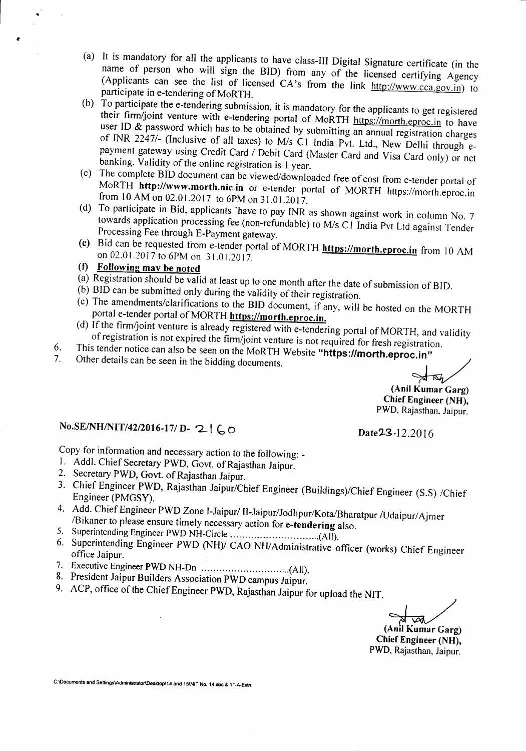(a) It is mandatory for all the applicants to have class-III Digital Signature certificate (in the name of person who will sign the BID) from any of the licensed certifying Agency (Applicants can see the list of licensed CA's from the link http://www.cca.gov.in) to participate in e-tendering of MoRTH.

(b) To participate the e-tendering submission, it is mandatory for the applicants to get registered their firm/joint venture with e-tendering portal of MoRTH https://morth.eproc.in to have user ID & password which has to be obtained by submitting an annual registration charges of INR 2247/- (Inclusive of all taxes) to M/s C1 India Pvt. Ltd., New Delhi through e-payment gateway using Credit Card / Debit Card (Master Card and Visa Card only) or net banking. Validity of the online registration is 1 year.

(c) The complete BID document can be viewed/downloaded free of cost from e-tender portal of MoRTH **http://www.morth.nic.in** or e-tender portal of MORTH https://morth.eproc.in from 10 AM on 02.01.2017 to 6PM on 31.01.2017.

(d) To participate in Bid, applicants `have to pay INR as shown against work in column No. 7 towards application processing fee (non-refundable) to M/s C1 India Pvt Ltd against Tender Processing Fee through E-Payment gateway.

(e) Bid can be requested from e-tender portal of MORTH **https://morth.eproc.in** from 10 AM on 02.01.2017 to 6PM on 31.01.2017.

(f) **Following may be noted**

(a) Registration should be valid at least up to one month after the date of submission of BID.

(b) BID can be submitted only during the validity of their registration.

(c) The amendments/clarifications to the BID document, if any, will be hosted on the MORTH portal e-tender portal of MORTH **https://morth.eproc.in.**

(d) If the firm/joint venture is already registered with e-tendering portal of MORTH, and validity of registration is not expired the firm/joint venture is not required for fresh registration.

6. This tender notice can also be seen on the MoRTH Website **"https://morth.eproc.in"**
7. Other details can be seen in the bidding documents.

**(Anil Kumar Garg)**
**Chief Engineer (NH),**
PWD, Rajasthan, Jaipur.

**No.SE/NH/NIT/42/2016-17/ D- 2160** **Date23.12.2016**

Copy for information and necessary action to the following: -

1. Addl. Chief Secretary PWD, Govt. of Rajasthan Jaipur.
2. Secretary PWD, Govt. of Rajasthan Jaipur.
3. Chief Engineer PWD, Rajasthan Jaipur/Chief Engineer (Buildings)/Chief Engineer (S.S) /Chief Engineer (PMGSY).
4. Add. Chief Engineer PWD Zone I-Jaipur/ II-Jaipur/Jodhpur/Kota/Bharatpur /Udaipur/Ajmer /Bikaner to please ensure timely necessary action for **e-tendering** also.
5. Superintending Engineer PWD NH-Circle .............................(All).
6. Superintending Engineer PWD (NH)/ CAO NH/Administrative officer (works) Chief Engineer office Jaipur.
7. Executive Engineer PWD NH-Dn .............................(All).
8. President Jaipur Builders Association PWD campus Jaipur.
9. ACP, office of the Chief Engineer PWD, Rajasthan Jaipur for upload the NIT.

**(Anil Kumar Garg)**
**Chief Engineer (NH),**
PWD, Rajasthan, Jaipur.

C:\Documents and Settings\Administrator\Desktop\14 and 15\NIT No. 14.doc & 11-A-Extn.